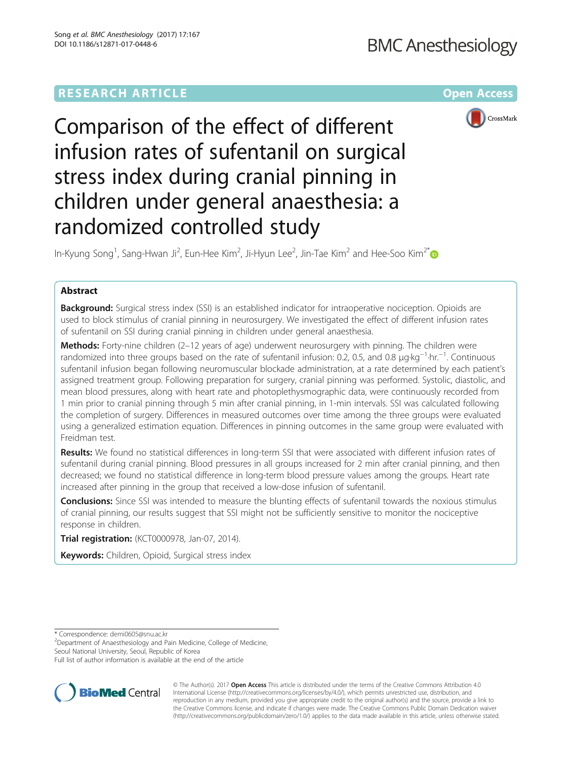RESEARCH ARTICLE

Open Access

# Comparison of the effect of different infusion rates of sufentanil on surgical stress index during cranial pinning in children under general anaesthesia: a randomized controlled study

In-Kyung Song[1], Sang-Hwan Ji[2], Eun-Hee Kim[2], Ji-Hyun Lee[2], Jin-Tae Kim[2] and Hee-Soo Kim[2*]

## Abstract

**Background:** Surgical stress index (SSI) is an established indicator for intraoperative nociception. Opioids are used to block stimulus of cranial pinning in neurosurgery. We investigated the effect of different infusion rates of sufentanil on SSI during cranial pinning in children under general anaesthesia.

**Methods:** Forty-nine children (2–12 years of age) underwent neurosurgery with pinning. The children were randomized into three groups based on the rate of sufentanil infusion: 0.2, 0.5, and 0.8 $\mu g \cdot kg^{-1} \cdot hr.^{-1}$. Continuous sufentanil infusion began following neuromuscular blockade administration, at a rate determined by each patient's assigned treatment group. Following preparation for surgery, cranial pinning was performed. Systolic, diastolic, and mean blood pressures, along with heart rate and photoplethysmographic data, were continuously recorded from 1 min prior to cranial pinning through 5 min after cranial pinning, in 1-min intervals. SSI was calculated following the completion of surgery. Differences in measured outcomes over time among the three groups were evaluated using a generalized estimation equation. Differences in pinning outcomes in the same group were evaluated with Freidman test.

**Results:** We found no statistical differences in long-term SSI that were associated with different infusion rates of sufentanil during cranial pinning. Blood pressures in all groups increased for 2 min after cranial pinning, and then decreased; we found no statistical difference in long-term blood pressure values among the groups. Heart rate increased after pinning in the group that received a low-dose infusion of sufentanil.

**Conclusions:** Since SSI was intended to measure the blunting effects of sufentanil towards the noxious stimulus of cranial pinning, our results suggest that SSI might not be sufficiently sensitive to monitor the nociceptive response in children.

**Trial registration:** (KCT0000978, Jan-07, 2014).

**Keywords:** Children, Opioid, Surgical stress index

\* Correspondence: demi0605@snu.ac.kr
[2]Department of Anaesthesiology and Pain Medicine, College of Medicine, Seoul National University, Seoul, Republic of Korea
Full list of author information is available at the end of the article

© The Author(s). 2017 **Open Access** This article is distributed under the terms of the Creative Commons Attribution 4.0 International License (http://creativecommons.org/licenses/by/4.0/), which permits unrestricted use, distribution, and reproduction in any medium, provided you give appropriate credit to the original author(s) and the source, provide a link to the Creative Commons license, and indicate if changes were made. The Creative Commons Public Domain Dedication waiver (http://creativecommons.org/publicdomain/zero/1.0/) applies to the data made available in this article, unless otherwise stated.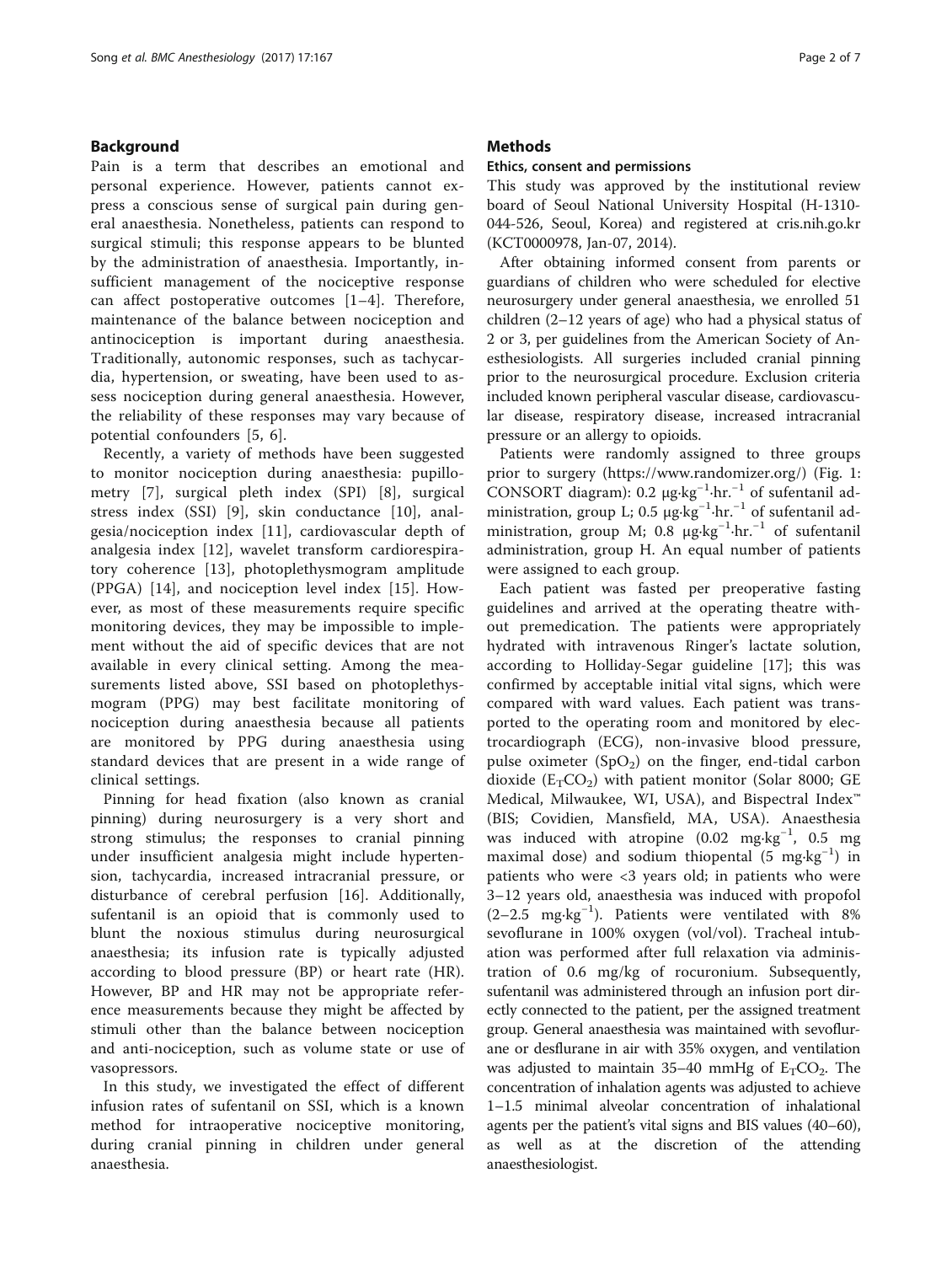## Background

Pain is a term that describes an emotional and personal experience. However, patients cannot express a conscious sense of surgical pain during general anaesthesia. Nonetheless, patients can respond to surgical stimuli; this response appears to be blunted by the administration of anaesthesia. Importantly, insufficient management of the nociceptive response can affect postoperative outcomes [1–4]. Therefore, maintenance of the balance between nociception and antinociception is important during anaesthesia. Traditionally, autonomic responses, such as tachycardia, hypertension, or sweating, have been used to assess nociception during general anaesthesia. However, the reliability of these responses may vary because of potential confounders [5, 6].

Recently, a variety of methods have been suggested to monitor nociception during anaesthesia: pupillometry [7], surgical pleth index (SPI) [8], surgical stress index (SSI) [9], skin conductance [10], analgesia/nociception index [11], cardiovascular depth of analgesia index [12], wavelet transform cardiorespiratory coherence [13], photoplethysmogram amplitude (PPGA) [14], and nociception level index [15]. However, as most of these measurements require specific monitoring devices, they may be impossible to implement without the aid of specific devices that are not available in every clinical setting. Among the measurements listed above, SSI based on photoplethysmogram (PPG) may best facilitate monitoring of nociception during anaesthesia because all patients are monitored by PPG during anaesthesia using standard devices that are present in a wide range of clinical settings.

Pinning for head fixation (also known as cranial pinning) during neurosurgery is a very short and strong stimulus; the responses to cranial pinning under insufficient analgesia might include hypertension, tachycardia, increased intracranial pressure, or disturbance of cerebral perfusion [16]. Additionally, sufentanil is an opioid that is commonly used to blunt the noxious stimulus during neurosurgical anaesthesia; its infusion rate is typically adjusted according to blood pressure (BP) or heart rate (HR). However, BP and HR may not be appropriate reference measurements because they might be affected by stimuli other than the balance between nociception and anti-nociception, such as volume state or use of vasopressors.

In this study, we investigated the effect of different infusion rates of sufentanil on SSI, which is a known method for intraoperative nociceptive monitoring, during cranial pinning in children under general anaesthesia.

## Methods

### Ethics, consent and permissions

This study was approved by the institutional review board of Seoul National University Hospital (H-1310-044-526, Seoul, Korea) and registered at cris.nih.go.kr (KCT0000978, Jan-07, 2014).

After obtaining informed consent from parents or guardians of children who were scheduled for elective neurosurgery under general anaesthesia, we enrolled 51 children (2–12 years of age) who had a physical status of 2 or 3, per guidelines from the American Society of Anesthesiologists. All surgeries included cranial pinning prior to the neurosurgical procedure. Exclusion criteria included known peripheral vascular disease, cardiovascular disease, respiratory disease, increased intracranial pressure or an allergy to opioids.

Patients were randomly assigned to three groups prior to surgery (https://www.randomizer.org/) (Fig. 1: CONSORT diagram): 0.2 $\mu g \cdot kg^{-1} \cdot hr.^{-1}$ of sufentanil administration, group L; 0.5 $\mu g \cdot kg^{-1} \cdot hr.^{-1}$ of sufentanil administration, group M; 0.8 $\mu g \cdot kg^{-1} \cdot hr.^{-1}$ of sufentanil administration, group H. An equal number of patients were assigned to each group.

Each patient was fasted per preoperative fasting guidelines and arrived at the operating theatre without premedication. The patients were appropriately hydrated with intravenous Ringer's lactate solution, according to Holliday-Segar guideline [17]; this was confirmed by acceptable initial vital signs, which were compared with ward values. Each patient was transported to the operating room and monitored by electrocardiograph (ECG), non-invasive blood pressure, pulse oximeter ($SpO_2$) on the finger, end-tidal carbon dioxide ($E_TCO_2$) with patient monitor (Solar 8000; GE Medical, Milwaukee, WI, USA), and Bispectral Index™ (BIS; Covidien, Mansfield, MA, USA). Anaesthesia was induced with atropine (0.02 $mg \cdot kg^{-1}$, 0.5 mg maximal dose) and sodium thiopental (5 $mg \cdot kg^{-1}$) in patients who were <3 years old; in patients who were 3–12 years old, anaesthesia was induced with propofol (2–2.5 $mg \cdot kg^{-1}$). Patients were ventilated with 8% sevoflurane in 100% oxygen (vol/vol). Tracheal intubation was performed after full relaxation via administration of 0.6 mg/kg of rocuronium. Subsequently, sufentanil was administered through an infusion port directly connected to the patient, per the assigned treatment group. General anaesthesia was maintained with sevoflurane or desflurane in air with 35% oxygen, and ventilation was adjusted to maintain 35–40 mmHg of $E_TCO_2$. The concentration of inhalation agents was adjusted to achieve 1–1.5 minimal alveolar concentration of inhalational agents per the patient's vital signs and BIS values (40–60), as well as at the discretion of the attending anaesthesiologist.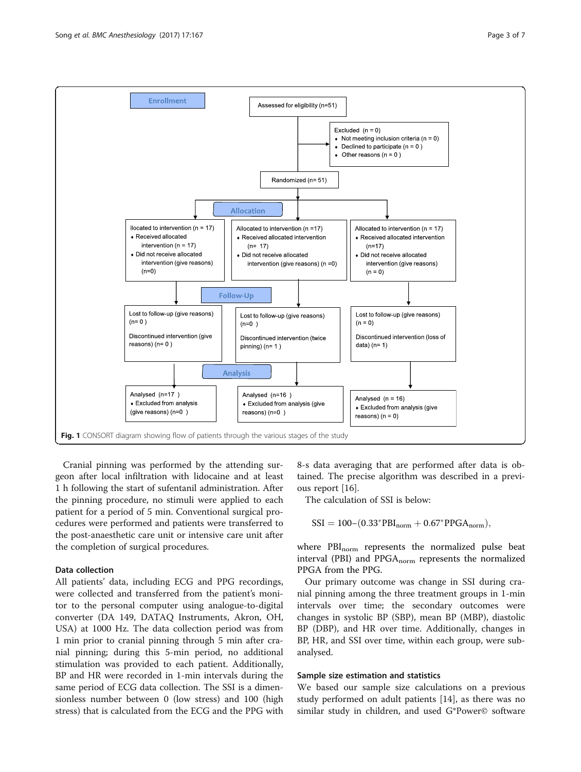**Enrollment**

Assessed for eligibility (n=51)

Excluded (n = 0)
- Not meeting inclusion criteria (n = 0)
- Declined to participate (n = 0 )
- Other reasons (n = 0 )

Randomized (n= 51)

**Allocation**

llocated to intervention (n = 17)
- Received allocated intervention (n = 17)
- Did not receive allocated intervention (give reasons) (n=0)

Allocated to intervention (n =17)
- Received allocated intervention (n= 17)
- Did not receive allocated intervention (give reasons) (n =0)

Allocated to intervention (n = 17)
- Received allocated intervention (n=17)
- Did not receive allocated intervention (give reasons) (n = 0)

**Follow-Up**

Lost to follow-up (give reasons) (n= 0 )

Discontinued intervention (give reasons) (n= 0 )

Lost to follow-up (give reasons) (n=0 )

Discontinued intervention (twice pinning) (n= 1 )

Lost to follow-up (give reasons) (n = 0)

Discontinued intervention (loss of data) (n= 1)

**Analysis**

Analysed (n=17 )
- Excluded from analysis (give reasons) (n=0 )

Analysed (n=16 )
- Excluded from analysis (give reasons) (n=0 )

Analysed (n = 16)
- Excluded from analysis (give reasons) (n = 0)

**Fig. 1** CONSORT diagram showing flow of patients through the various stages of the study

Cranial pinning was performed by the attending surgeon after local infiltration with lidocaine and at least 1 h following the start of sufentanil administration. After the pinning procedure, no stimuli were applied to each patient for a period of 5 min. Conventional surgical procedures were performed and patients were transferred to the post-anaesthetic care unit or intensive care unit after the completion of surgical procedures.

### Data collection

All patients' data, including ECG and PPG recordings, were collected and transferred from the patient's monitor to the personal computer using analogue-to-digital converter (DA 149, DATAQ Instruments, Akron, OH, USA) at 1000 Hz. The data collection period was from 1 min prior to cranial pinning through 5 min after cranial pinning; during this 5-min period, no additional stimulation was provided to each patient. Additionally, BP and HR were recorded in 1-min intervals during the same period of ECG data collection. The SSI is a dimensionless number between 0 (low stress) and 100 (high stress) that is calculated from the ECG and the PPG with 8-s data averaging that are performed after data is obtained. The precise algorithm was described in a previous report [16].

The calculation of SSI is below:

$$SSI = 100 - (0.33^{*}PBI_{norm} + 0.67^{*}PPGA_{norm}),$$

where $PBI_{norm}$ represents the normalized pulse beat interval (PBI) and $PPGA_{norm}$ represents the normalized PPGA from the PPG.

Our primary outcome was change in SSI during cranial pinning among the three treatment groups in 1-min intervals over time; the secondary outcomes were changes in systolic BP (SBP), mean BP (MBP), diastolic BP (DBP), and HR over time. Additionally, changes in BP, HR, and SSI over time, within each group, were subanalysed.

### Sample size estimation and statistics

We based our sample size calculations on a previous study performed on adult patients [14], as there was no similar study in children, and used G*Power© software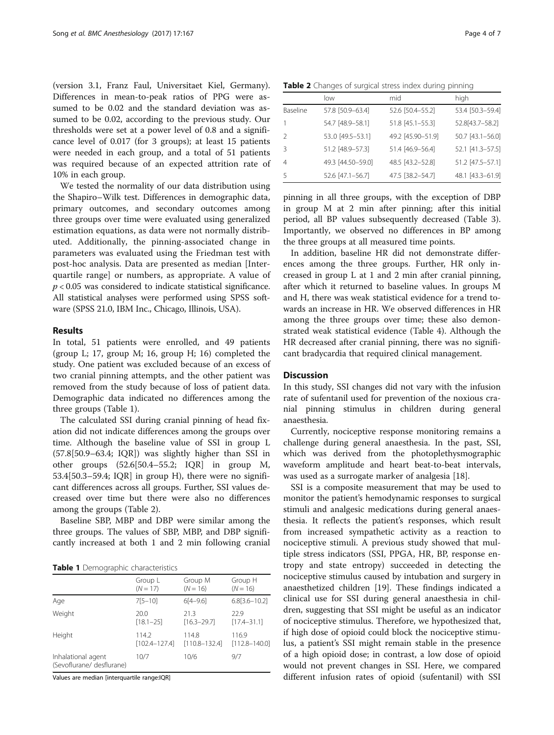(version 3.1, Franz Faul, Universitaet Kiel, Germany). Differences in mean-to-peak ratios of PPG were assumed to be 0.02 and the standard deviation was assumed to be 0.02, according to the previous study. Our thresholds were set at a power level of 0.8 and a significance level of 0.017 (for 3 groups); at least 15 patients were needed in each group, and a total of 51 patients was required because of an expected attrition rate of 10% in each group.

We tested the normality of our data distribution using the Shapiro–Wilk test. Differences in demographic data, primary outcomes, and secondary outcomes among three groups over time were evaluated using generalized estimation equations, as data were not normally distributed. Additionally, the pinning-associated change in parameters was evaluated using the Friedman test with post-hoc analysis. Data are presented as median [Interquartile range] or numbers, as appropriate. A value of $p < 0.05$ was considered to indicate statistical significance. All statistical analyses were performed using SPSS software (SPSS 21.0, IBM Inc., Chicago, Illinois, USA).

## Results

In total, 51 patients were enrolled, and 49 patients (group L; 17, group M; 16, group H; 16) completed the study. One patient was excluded because of an excess of two cranial pinning attempts, and the other patient was removed from the study because of loss of patient data. Demographic data indicated no differences among the three groups (Table 1).

The calculated SSI during cranial pinning of head fixation did not indicate differences among the groups over time. Although the baseline value of SSI in group L (57.8[50.9–63.4; IQR]) was slightly higher than SSI in other groups (52.6[50.4–55.2; IQR] in group M, 53.4[50.3–59.4; IQR] in group H), there were no significant differences across all groups. Further, SSI values decreased over time but there were also no differences among the groups (Table 2).

Baseline SBP, MBP and DBP were similar among the three groups. The values of SBP, MBP, and DBP significantly increased at both 1 and 2 min following cranial pinning in all three groups, with the exception of DBP in group M at 2 min after pinning; after this initial period, all BP values subsequently decreased (Table 3). Importantly, we observed no differences in BP among the three groups at all measured time points.

In addition, baseline HR did not demonstrate differences among the three groups. Further, HR only increased in group L at 1 and 2 min after cranial pinning, after which it returned to baseline values. In groups M and H, there was weak statistical evidence for a trend towards an increase in HR. We observed differences in HR among the three groups over time; these also demonstrated weak statistical evidence (Table 4). Although the HR decreased after cranial pinning, there was no significant bradycardia that required clinical management.

**Table 1** Demographic characteristics

| | Group L ($N = 17$) | Group M ($N = 16$) | Group H ($N = 16$) |
|---|---|---|---|
| Age | 7[5–10] | 6[4–9.6] | 6.8[3.6–10.2] |
| Weight | 20.0 [18.1–25] | 21.3 [16.3–29.7] | 22.9 [17.4–31.1] |
| Height | 114.2 [102.4–127.4] | 114.8 [110.8–132.4] | 116.9 [112.8–140.0] |
| Inhalational agent (Sevoflurane/ desflurane) | 10/7 | 10/6 | 9/7 |

Values are median [interquartile range:IQR]

**Table 2** Changes of surgical stress index during pinning

| | low | mid | high |
|---|---|---|---|
| Baseline | 57.8 [50.9–63.4] | 52.6 [50.4–55.2] | 53.4 [50.3–59.4] |
| 1 | 54.7 [48.9–58.1] | 51.8 [45.1–55.3] | 52.8[43.7–58.2] |
| 2 | 53..0 [49.5–53.1] | 49.2 [45.90–51.9] | 50.7 [43.1–56.0] |
| 3 | 51.2 [48.9–57.3] | 51.4 [46.9–56.4] | 52.1 [41.3–57.5] |
| 4 | 49.3 [44.50–59.0] | 48.5 [43.2–52.8] | 51.2 [47.5–57.1] |
| 5 | 52.6 [47.1–56.7] | 47.5 [38.2–54.7] | 48.1 [43.3–61.9] |

## Discussion

In this study, SSI changes did not vary with the infusion rate of sufentanil used for prevention of the noxious cranial pinning stimulus in children during general anaesthesia.

Currently, nociceptive response monitoring remains a challenge during general anaesthesia. In the past, SSI, which was derived from the photoplethysmographic waveform amplitude and heart beat-to-beat intervals, was used as a surrogate marker of analgesia [18].

SSI is a composite measurement that may be used to monitor the patient's hemodynamic responses to surgical stimuli and analgesic medications during general anaesthesia. It reflects the patient's responses, which result from increased sympathetic activity as a reaction to nociceptive stimuli. A previous study showed that multiple stress indicators (SSI, PPGA, HR, BP, response entropy and state entropy) succeeded in detecting the nociceptive stimulus caused by intubation and surgery in anaesthetized children [19]. These findings indicated a clinical use for SSI during general anaesthesia in children, suggesting that SSI might be useful as an indicator of nociceptive stimulus. Therefore, we hypothesized that, if high dose of opioid could block the nociceptive stimulus, a patient's SSI might remain stable in the presence of a high opioid dose; in contrast, a low dose of opioid would not prevent changes in SSI. Here, we compared different infusion rates of opioid (sufentanil) with SSI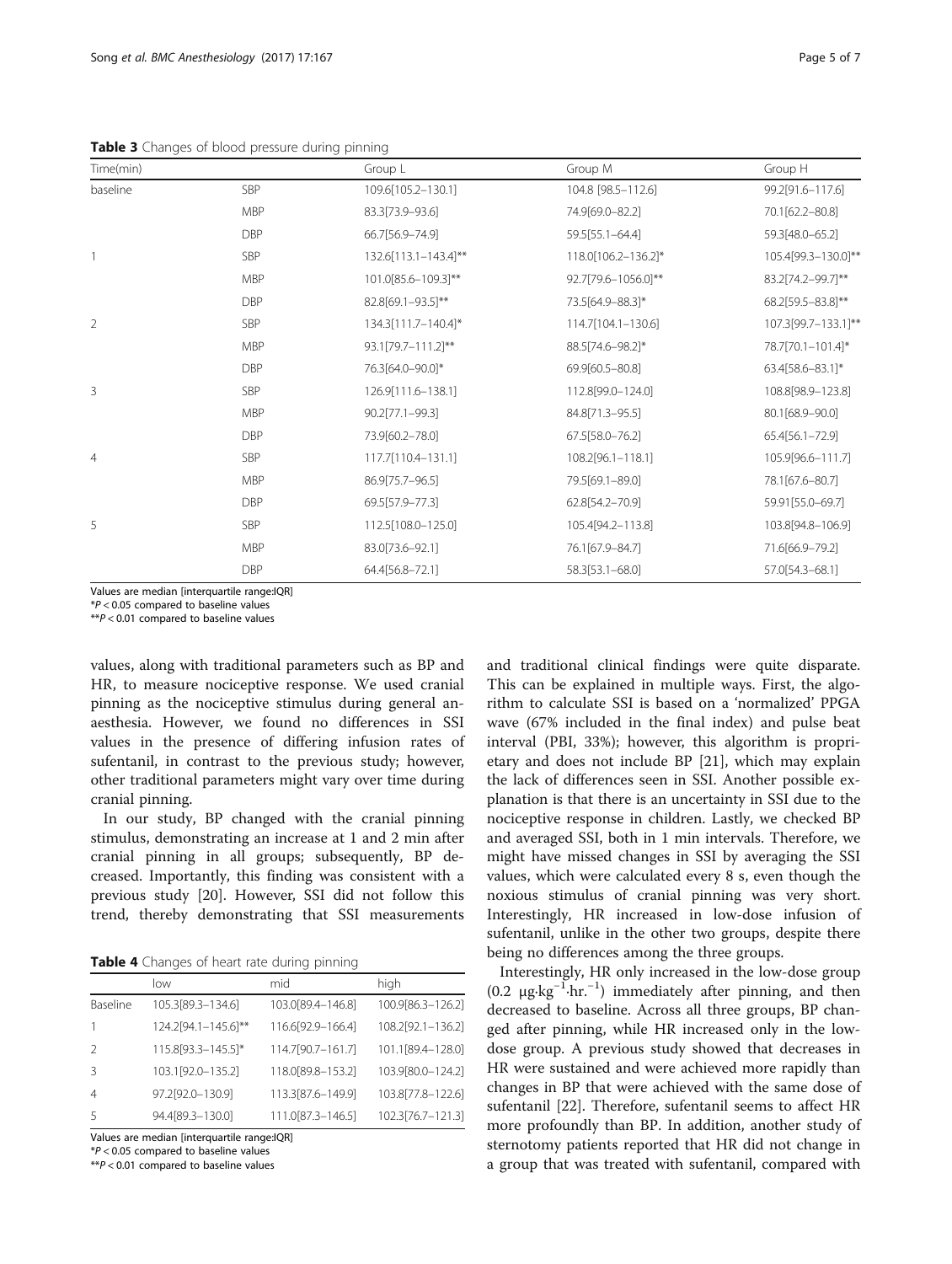**Table 3** Changes of blood pressure during pinning

| Time(min) | | Group L | Group M | Group H |
|---|---|---|---|---|
| baseline | SBP | 109.6[105.2–130.1] | 104.8 [98.5–112.6] | 99.2[91.6–117.6] |
| | MBP | 83.3[73.9–93.6] | 74.9[69.0–82.2] | 70.1[62.2–80.8] |
| | DBP | 66.7[56.9–74.9] | 59.5[55.1–64.4] | 59.3[48.0–65.2] |
| 1 | SBP | 132.6[113.1–143.4]** | 118.0[106.2–136.2]* | 105.4[99.3–130.0]** |
| | MBP | 101.0[85.6–109.3]** | 92.7[79.6–1056.0]** | 83.2[74.2–99.7]** |
| | DBP | 82.8[69.1–93.5]** | 73.5[64.9–88.3]* | 68.2[59.5–83.8]** |
| 2 | SBP | 134.3[111.7–140.4]* | 114.7[104.1–130.6] | 107.3[99.7–133.1]** |
| | MBP | 93.1[79.7–111.2]** | 88.5[74.6–98.2]* | 78.7[70.1–101.4]* |
| | DBP | 76.3[64.0–90.0]* | 69.9[60.5–80.8] | 63.4[58.6–83.1]* |
| 3 | SBP | 126.9[111.6–138.1] | 112.8[99.0–124.0] | 108.8[98.9–123.8] |
| | MBP | 90.2[77.1–99.3] | 84.8[71.3–95.5] | 80.1[68.9–90.0] |
| | DBP | 73.9[60.2–78.0] | 67.5[58.0–76.2] | 65.4[56.1–72.9] |
| 4 | SBP | 117.7[110.4–131.1] | 108.2[96.1–118.1] | 105.9[96.6–111.7] |
| | MBP | 86.9[75.7–96.5] | 79.5[69.1–89.0] | 78.1[67.6–80.7] |
| | DBP | 69.5[57.9–77.3] | 62.8[54.2–70.9] | 59.91[55.0–69.7] |
| 5 | SBP | 112.5[108.0–125.0] | 105.4[94.2–113.8] | 103.8[94.8–106.9] |
| | MBP | 83.0[73.6–92.1] | 76.1[67.9–84.7] | 71.6[66.9–79.2] |
| | DBP | 64.4[56.8–72.1] | 58.3[53.1–68.0] | 57.0[54.3–68.1] |

Values are median [interquartile range:IQR]
*$P < 0.05$ compared to baseline values
**$P < 0.01$ compared to baseline values

values, along with traditional parameters such as BP and HR, to measure nociceptive response. We used cranial pinning as the nociceptive stimulus during general anaesthesia. However, we found no differences in SSI values in the presence of differing infusion rates of sufentanil, in contrast to the previous study; however, other traditional parameters might vary over time during cranial pinning.

In our study, BP changed with the cranial pinning stimulus, demonstrating an increase at 1 and 2 min after cranial pinning in all groups; subsequently, BP decreased. Importantly, this finding was consistent with a previous study [20]. However, SSI did not follow this trend, thereby demonstrating that SSI measurements and traditional clinical findings were quite disparate. This can be explained in multiple ways. First, the algorithm to calculate SSI is based on a 'normalized' PPGA wave (67% included in the final index) and pulse beat interval (PBI, 33%); however, this algorithm is proprietary and does not include BP [21], which may explain the lack of differences seen in SSI. Another possible explanation is that there is an uncertainty in SSI due to the nociceptive response in children. Lastly, we checked BP and averaged SSI, both in 1 min intervals. Therefore, we might have missed changes in SSI by averaging the SSI values, which were calculated every 8 s, even though the noxious stimulus of cranial pinning was very short. Interestingly, HR increased in low-dose infusion of sufentanil, unlike in the other two groups, despite there being no differences among the three groups.

**Table 4** Changes of heart rate during pinning

| | low | mid | high |
|---|---|---|---|
| Baseline | 105.3[89.3–134.6] | 103.0[89.4–146.8] | 100.9[86.3–126.2] |
| 1 | 124.2[94.1–145.6]** | 116.6[92.9–166.4] | 108.2[92.1–136.2] |
| 2 | 115.8[93.3–145.5]* | 114.7[90.7–161.7] | 101.1[89.4–128.0] |
| 3 | 103.1[92.0–135.2] | 118.0[89.8–153.2] | 103.9[80.0–124.2] |
| 4 | 97.2[92.0–130.9] | 113.3[87.6–149.9] | 103.8[77.8–122.6] |
| 5 | 94.4[89.3–130.0] | 111.0[87.3–146.5] | 102.3[76.7–121.3] |

Values are median [interquartile range:IQR]
*$P < 0.05$ compared to baseline values
**$P < 0.01$ compared to baseline values

Interestingly, HR only increased in the low-dose group ($0.2\ \mu g{\cdot}kg^{-1}{\cdot}hr.^{-1}$) immediately after pinning, and then decreased to baseline. Across all three groups, BP changed after pinning, while HR increased only in the low-dose group. A previous study showed that decreases in HR were sustained and were achieved more rapidly than changes in BP that were achieved with the same dose of sufentanil [22]. Therefore, sufentanil seems to affect HR more profoundly than BP. In addition, another study of sternotomy patients reported that HR did not change in a group that was treated with sufentanil, compared with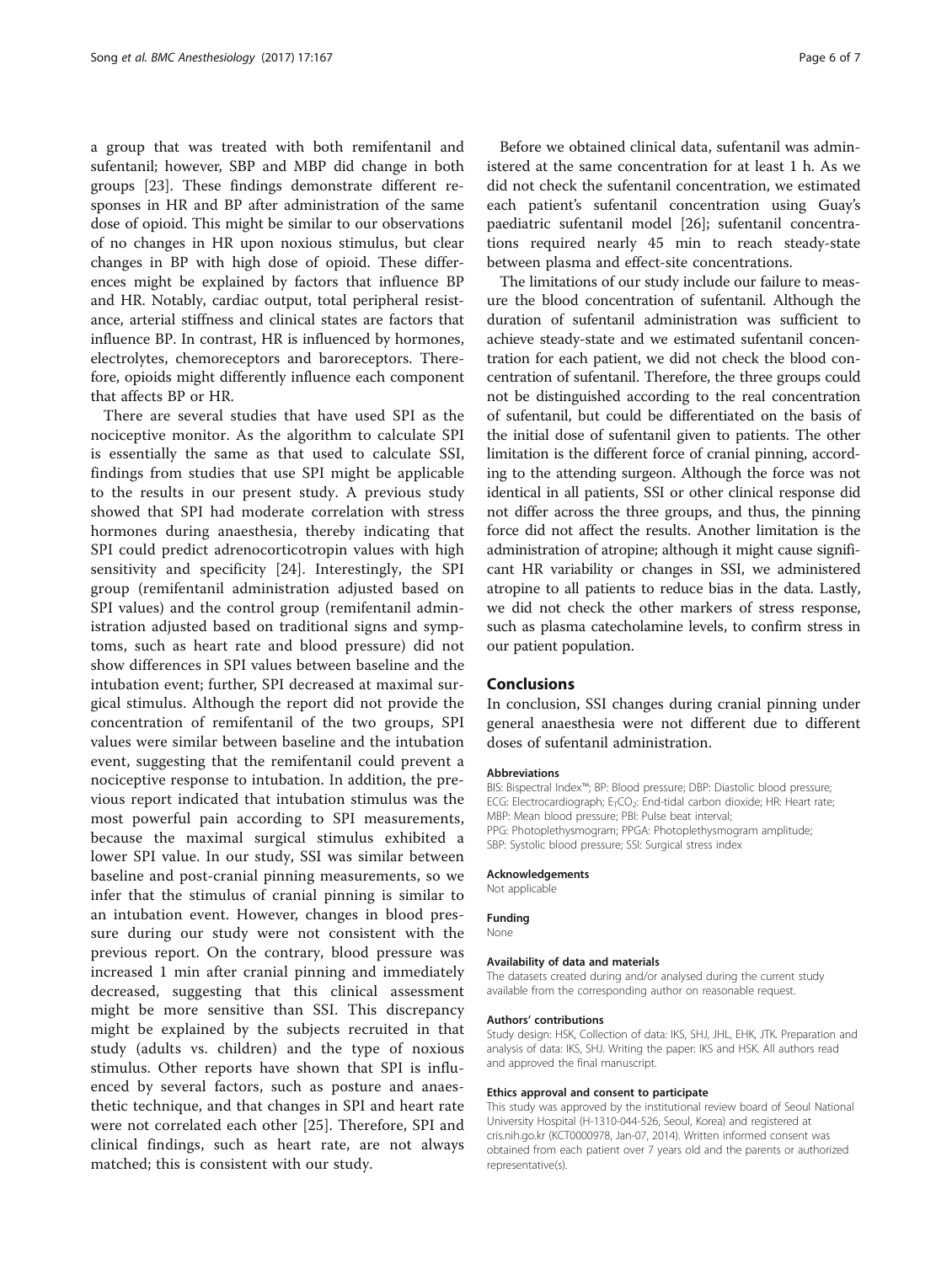a group that was treated with both remifentanil and sufentanil; however, SBP and MBP did change in both groups [23]. These findings demonstrate different responses in HR and BP after administration of the same dose of opioid. This might be similar to our observations of no changes in HR upon noxious stimulus, but clear changes in BP with high dose of opioid. These differences might be explained by factors that influence BP and HR. Notably, cardiac output, total peripheral resistance, arterial stiffness and clinical states are factors that influence BP. In contrast, HR is influenced by hormones, electrolytes, chemoreceptors and baroreceptors. Therefore, opioids might differently influence each component that affects BP or HR.

There are several studies that have used SPI as the nociceptive monitor. As the algorithm to calculate SPI is essentially the same as that used to calculate SSI, findings from studies that use SPI might be applicable to the results in our present study. A previous study showed that SPI had moderate correlation with stress hormones during anaesthesia, thereby indicating that SPI could predict adrenocorticotropin values with high sensitivity and specificity [24]. Interestingly, the SPI group (remifentanil administration adjusted based on SPI values) and the control group (remifentanil administration adjusted based on traditional signs and symptoms, such as heart rate and blood pressure) did not show differences in SPI values between baseline and the intubation event; further, SPI decreased at maximal surgical stimulus. Although the report did not provide the concentration of remifentanil of the two groups, SPI values were similar between baseline and the intubation event, suggesting that the remifentanil could prevent a nociceptive response to intubation. In addition, the previous report indicated that intubation stimulus was the most powerful pain according to SPI measurements, because the maximal surgical stimulus exhibited a lower SPI value. In our study, SSI was similar between baseline and post-cranial pinning measurements, so we infer that the stimulus of cranial pinning is similar to an intubation event. However, changes in blood pressure during our study were not consistent with the previous report. On the contrary, blood pressure was increased 1 min after cranial pinning and immediately decreased, suggesting that this clinical assessment might be more sensitive than SSI. This discrepancy might be explained by the subjects recruited in that study (adults vs. children) and the type of noxious stimulus. Other reports have shown that SPI is influenced by several factors, such as posture and anaesthetic technique, and that changes in SPI and heart rate were not correlated each other [25]. Therefore, SPI and clinical findings, such as heart rate, are not always matched; this is consistent with our study.

Before we obtained clinical data, sufentanil was administered at the same concentration for at least 1 h. As we did not check the sufentanil concentration, we estimated each patient's sufentanil concentration using Guay's paediatric sufentanil model [26]; sufentanil concentrations required nearly 45 min to reach steady-state between plasma and effect-site concentrations.

The limitations of our study include our failure to measure the blood concentration of sufentanil. Although the duration of sufentanil administration was sufficient to achieve steady-state and we estimated sufentanil concentration for each patient, we did not check the blood concentration of sufentanil. Therefore, the three groups could not be distinguished according to the real concentration of sufentanil, but could be differentiated on the basis of the initial dose of sufentanil given to patients. The other limitation is the different force of cranial pinning, according to the attending surgeon. Although the force was not identical in all patients, SSI or other clinical response did not differ across the three groups, and thus, the pinning force did not affect the results. Another limitation is the administration of atropine; although it might cause significant HR variability or changes in SSI, we administered atropine to all patients to reduce bias in the data. Lastly, we did not check the other markers of stress response, such as plasma catecholamine levels, to confirm stress in our patient population.

## Conclusions

In conclusion, SSI changes during cranial pinning under general anaesthesia were not different due to different doses of sufentanil administration.

#### Abbreviations

BIS: Bispectral Index™; BP: Blood pressure; DBP: Diastolic blood pressure; ECG: Electrocardiograph; $E_TCO_2$: End-tidal carbon dioxide; HR: Heart rate; MBP: Mean blood pressure; PBI: Pulse beat interval; PPG: Photoplethysmogram; PPGA: Photoplethysmogram amplitude; SBP: Systolic blood pressure; SSI: Surgical stress index

#### Acknowledgements

Not applicable

#### Funding

None

#### Availability of data and materials

The datasets created during and/or analysed during the current study available from the corresponding author on reasonable request.

#### Authors' contributions

Study design: HSK, Collection of data: IKS, SHJ, JHL, EHK, JTK. Preparation and analysis of data: IKS, SHJ. Writing the paper: IKS and HSK. All authors read and approved the final manuscript.

#### Ethics approval and consent to participate

This study was approved by the institutional review board of Seoul National University Hospital (H-1310-044-526, Seoul, Korea) and registered at cris.nih.go.kr (KCT0000978, Jan-07, 2014). Written informed consent was obtained from each patient over 7 years old and the parents or authorized representative(s).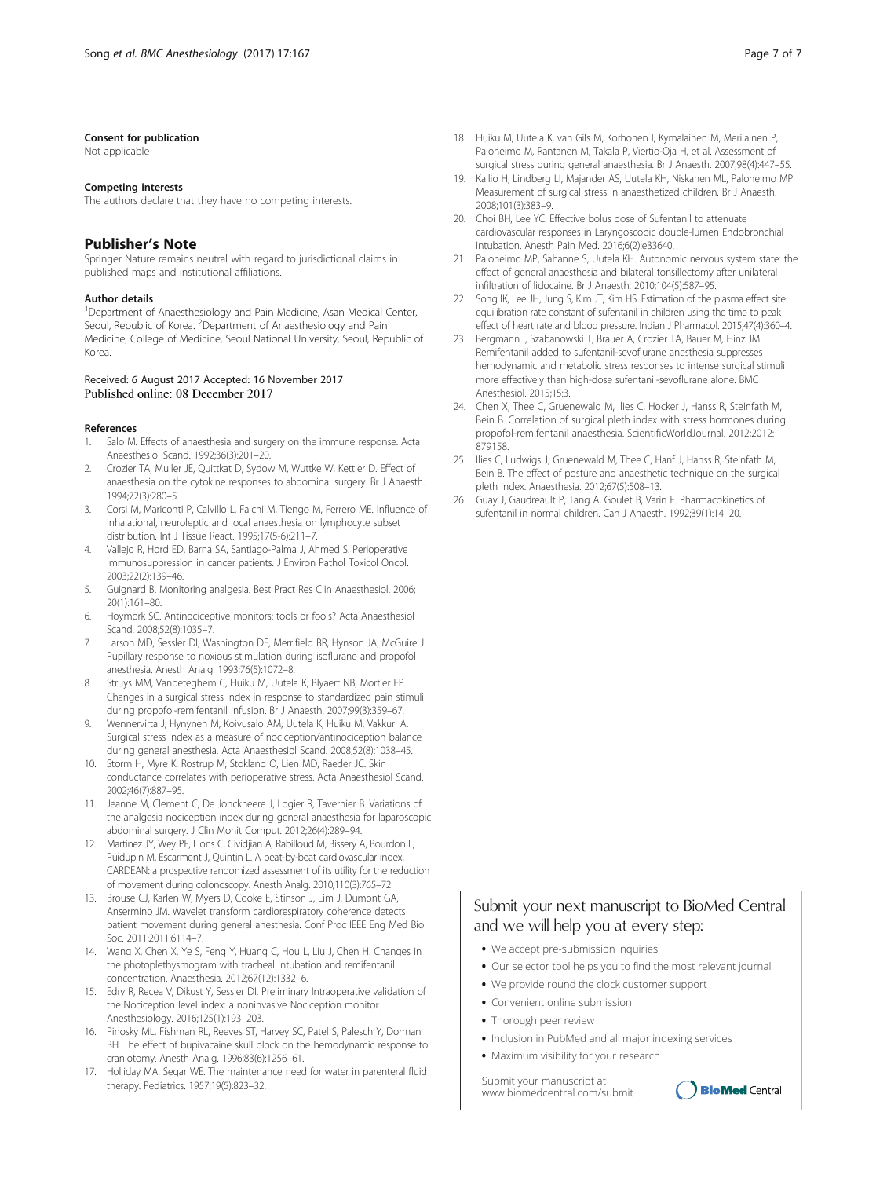#### Consent for publication
Not applicable

#### Competing interests
The authors declare that they have no competing interests.

## Publisher's Note

Springer Nature remains neutral with regard to jurisdictional claims in published maps and institutional affiliations.

#### Author details
[1]Department of Anaesthesiology and Pain Medicine, Asan Medical Center, Seoul, Republic of Korea. [2]Department of Anaesthesiology and Pain Medicine, College of Medicine, Seoul National University, Seoul, Republic of Korea.

Received: 6 August 2017 Accepted: 16 November 2017
Published online: 08 December 2017

#### References

1. Salo M. Effects of anaesthesia and surgery on the immune response. Acta Anaesthesiol Scand. 1992;36(3):201–20.
2. Crozier TA, Muller JE, Quittkat D, Sydow M, Wuttke W, Kettler D. Effect of anaesthesia on the cytokine responses to abdominal surgery. Br J Anaesth. 1994;72(3):280–5.
3. Corsi M, Mariconti P, Calvillo L, Falchi M, Tiengo M, Ferrero ME. Influence of inhalational, neuroleptic and local anaesthesia on lymphocyte subset distribution. Int J Tissue React. 1995;17(5-6):211–7.
4. Vallejo R, Hord ED, Barna SA, Santiago-Palma J, Ahmed S. Perioperative immunosuppression in cancer patients. J Environ Pathol Toxicol Oncol. 2003;22(2):139–46.
5. Guignard B. Monitoring analgesia. Best Pract Res Clin Anaesthesiol. 2006; 20(1):161–80.
6. Hoymork SC. Antinociceptive monitors: tools or fools? Acta Anaesthesiol Scand. 2008;52(8):1035–7.
7. Larson MD, Sessler DI, Washington DE, Merrifield BR, Hynson JA, McGuire J. Pupillary response to noxious stimulation during isoflurane and propofol anesthesia. Anesth Analg. 1993;76(5):1072–8.
8. Struys MM, Vanpeteghem C, Huiku M, Uutela K, Blyaert NB, Mortier EP. Changes in a surgical stress index in response to standardized pain stimuli during propofol-remifentanil infusion. Br J Anaesth. 2007;99(3):359–67.
9. Wennervirta J, Hynynen M, Koivusalo AM, Uutela K, Huiku M, Vakkuri A. Surgical stress index as a measure of nociception/antinociception balance during general anesthesia. Acta Anaesthesiol Scand. 2008;52(8):1038–45.
10. Storm H, Myre K, Rostrup M, Stokland O, Lien MD, Raeder JC. Skin conductance correlates with perioperative stress. Acta Anaesthesiol Scand. 2002;46(7):887–95.
11. Jeanne M, Clement C, De Jonckheere J, Logier R, Tavernier B. Variations of the analgesia nociception index during general anaesthesia for laparoscopic abdominal surgery. J Clin Monit Comput. 2012;26(4):289–94.
12. Martinez JY, Wey PF, Lions C, Cividjian A, Rabilloud M, Bissery A, Bourdon L, Puidupin M, Escarment J, Quintin L. A beat-by-beat cardiovascular index, CARDEAN: a prospective randomized assessment of its utility for the reduction of movement during colonoscopy. Anesth Analg. 2010;110(3):765–72.
13. Brouse CJ, Karlen W, Myers D, Cooke E, Stinson J, Lim J, Dumont GA, Ansermino JM. Wavelet transform cardiorespiratory coherence detects patient movement during general anesthesia. Conf Proc IEEE Eng Med Biol Soc. 2011;2011:6114–7.
14. Wang X, Chen X, Ye S, Feng Y, Huang C, Hou L, Liu J, Chen H. Changes in the photoplethysmogram with tracheal intubation and remifentanil concentration. Anaesthesia. 2012;67(12):1332–6.
15. Edry R, Recea V, Dikust Y, Sessler DI. Preliminary Intraoperative validation of the Nociception level index: a noninvasive Nociception monitor. Anesthesiology. 2016;125(1):193–203.
16. Pinosky ML, Fishman RL, Reeves ST, Harvey SC, Patel S, Palesch Y, Dorman BH. The effect of bupivacaine skull block on the hemodynamic response to craniotomy. Anesth Analg. 1996;83(6):1256–61.
17. Holliday MA, Segar WE. The maintenance need for water in parenteral fluid therapy. Pediatrics. 1957;19(5):823–32.
18. Huiku M, Uutela K, van Gils M, Korhonen I, Kymalainen M, Merilainen P, Paloheimo M, Rantanen M, Takala P, Viertio-Oja H, et al. Assessment of surgical stress during general anaesthesia. Br J Anaesth. 2007;98(4):447–55.
19. Kallio H, Lindberg LI, Majander AS, Uutela KH, Niskanen ML, Paloheimo MP. Measurement of surgical stress in anaesthetized children. Br J Anaesth. 2008;101(3):383–9.
20. Choi BH, Lee YC. Effective bolus dose of Sufentanil to attenuate cardiovascular responses in Laryngoscopic double-lumen Endobronchial intubation. Anesth Pain Med. 2016;6(2):e33640.
21. Paloheimo MP, Sahanne S, Uutela KH. Autonomic nervous system state: the effect of general anaesthesia and bilateral tonsillectomy after unilateral infiltration of lidocaine. Br J Anaesth. 2010;104(5):587–95.
22. Song IK, Lee JH, Jung S, Kim JT, Kim HS. Estimation of the plasma effect site equilibration rate constant of sufentanil in children using the time to peak effect of heart rate and blood pressure. Indian J Pharmacol. 2015;47(4):360–4.
23. Bergmann I, Szabanowski T, Brauer A, Crozier TA, Bauer M, Hinz JM. Remifentanil added to sufentanil-sevoflurane anesthesia suppresses hemodynamic and metabolic stress responses to intense surgical stimuli more effectively than high-dose sufentanil-sevoflurane alone. BMC Anesthesiol. 2015;15:3.
24. Chen X, Thee C, Gruenewald M, Ilies C, Hocker J, Hanss R, Steinfath M, Bein B. Correlation of surgical pleth index with stress hormones during propofol-remifentanil anaesthesia. ScientificWorldJournal. 2012;2012: 879158.
25. Ilies C, Ludwigs J, Gruenewald M, Thee C, Hanf J, Hanss R, Steinfath M, Bein B. The effect of posture and anaesthetic technique on the surgical pleth index. Anaesthesia. 2012;67(5):508–13.
26. Guay J, Gaudreault P, Tang A, Goulet B, Varin F. Pharmacokinetics of sufentanil in normal children. Can J Anaesth. 1992;39(1):14–20.

Submit your next manuscript to BioMed Central and we will help you at every step:

- We accept pre-submission inquiries
- Our selector tool helps you to find the most relevant journal
- We provide round the clock customer support
- Convenient online submission
- Thorough peer review
- Inclusion in PubMed and all major indexing services
- Maximum visibility for your research

Submit your manuscript at www.biomedcentral.com/submit

BioMed Central